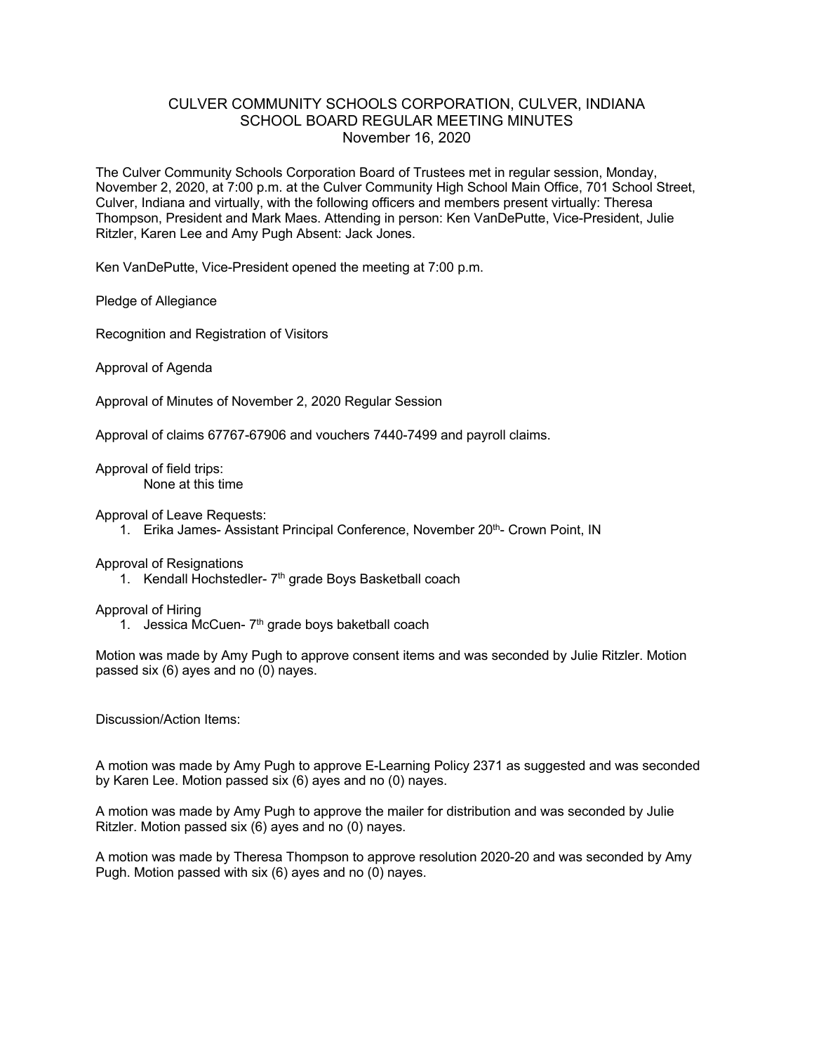# CULVER COMMUNITY SCHOOLS CORPORATION, CULVER, INDIANA
## SCHOOL BOARD REGULAR MEETING MINUTES
### November 16, 2020

The Culver Community Schools Corporation Board of Trustees met in regular session, Monday, November 2, 2020, at 7:00 p.m. at the Culver Community High School Main Office, 701 School Street, Culver, Indiana and virtually, with the following officers and members present virtually: Theresa Thompson, President and Mark Maes. Attending in person: Ken VanDePutte, Vice-President, Julie Ritzler, Karen Lee and Amy Pugh Absent: Jack Jones.

Ken VanDePutte, Vice-President opened the meeting at 7:00 p.m.

Pledge of Allegiance

Recognition and Registration of Visitors

Approval of Agenda

Approval of Minutes of November 2, 2020 Regular Session

Approval of claims 67767-67906 and vouchers 7440-7499 and payroll claims.

Approval of field trips:
    None at this time

Approval of Leave Requests:

1. Erika James- Assistant Principal Conference, November 20th- Crown Point, IN

Approval of Resignations

1. Kendall Hochstedler- 7th grade Boys Basketball coach

Approval of Hiring

1. Jessica McCuen- 7th grade boys baketball coach

Motion was made by Amy Pugh to approve consent items and was seconded by Julie Ritzler. Motion passed six (6) ayes and no (0) nayes.

Discussion/Action Items:

A motion was made by Amy Pugh to approve E-Learning Policy 2371 as suggested and was seconded by Karen Lee. Motion passed six (6) ayes and no (0) nayes.

A motion was made by Amy Pugh to approve the mailer for distribution and was seconded by Julie Ritzler. Motion passed six (6) ayes and no (0) nayes.

A motion was made by Theresa Thompson to approve resolution 2020-20 and was seconded by Amy Pugh. Motion passed with six (6) ayes and no (0) nayes.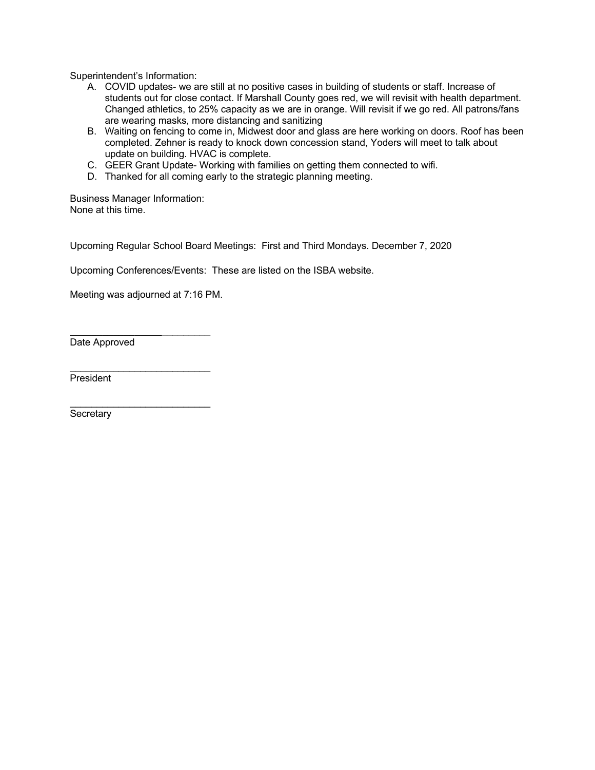Superintendent's Information:

A. COVID updates- we are still at no positive cases in building of students or staff. Increase of students out for close contact. If Marshall County goes red, we will revisit with health department. Changed athletics, to 25% capacity as we are in orange. Will revisit if we go red. All patrons/fans are wearing masks, more distancing and sanitizing
B. Waiting on fencing to come in, Midwest door and glass are here working on doors. Roof has been completed. Zehner is ready to knock down concession stand, Yoders will meet to talk about update on building. HVAC is complete.
C. GEER Grant Update- Working with families on getting them connected to wifi.
D. Thanked for all coming early to the strategic planning meeting.

Business Manager Information:
None at this time.

Upcoming Regular School Board Meetings: First and Third Mondays. December 7, 2020

Upcoming Conferences/Events: These are listed on the ISBA website.

Meeting was adjourned at 7:16 PM.

__________________________
Date Approved

__________________________
President

__________________________
Secretary